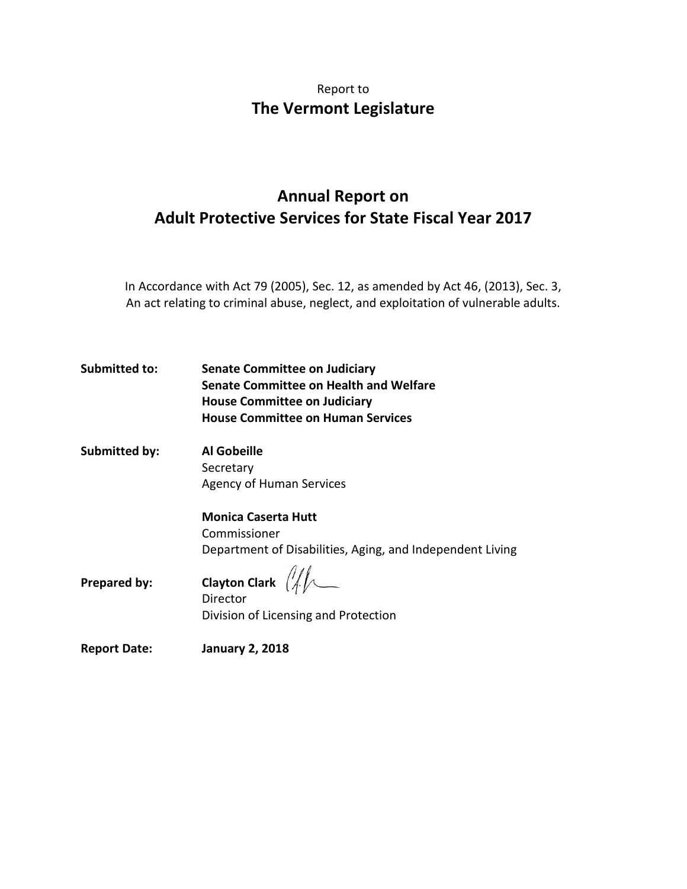Report to

# The Vermont Legislature

# Annual Report on Adult Protective Services for State Fiscal Year 2017

In Accordance with Act 79 (2005), Sec. 12, as amended by Act 46, (2013), Sec. 3, An act relating to criminal abuse, neglect, and exploitation of vulnerable adults.

**Submitted to:** **Senate Committee on Judiciary**
**Senate Committee on Health and Welfare**
**House Committee on Judiciary**
**House Committee on Human Services**

**Submitted by:** **Al Gobeille**
Secretary
Agency of Human Services

**Monica Caserta Hutt**
Commissioner
Department of Disabilities, Aging, and Independent Living

**Prepared by:** **Clayton Clark**
Director
Division of Licensing and Protection

**Report Date:** **January 2, 2018**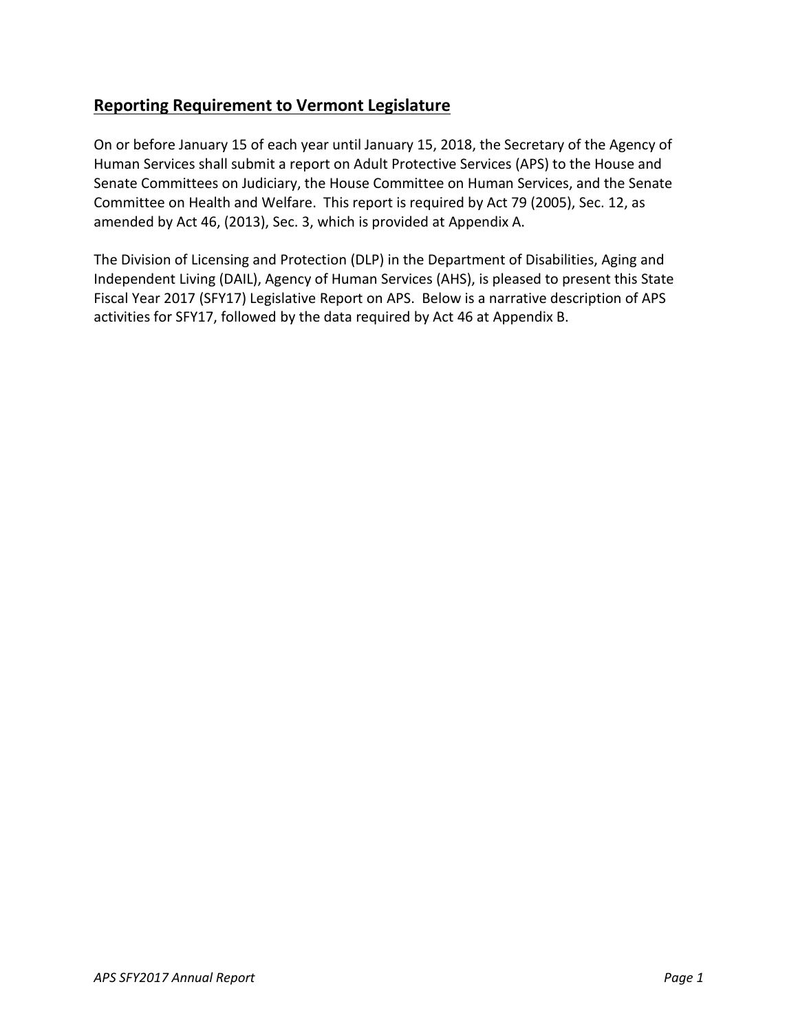## Reporting Requirement to Vermont Legislature

On or before January 15 of each year until January 15, 2018, the Secretary of the Agency of Human Services shall submit a report on Adult Protective Services (APS) to the House and Senate Committees on Judiciary, the House Committee on Human Services, and the Senate Committee on Health and Welfare. This report is required by Act 79 (2005), Sec. 12, as amended by Act 46, (2013), Sec. 3, which is provided at Appendix A.

The Division of Licensing and Protection (DLP) in the Department of Disabilities, Aging and Independent Living (DAIL), Agency of Human Services (AHS), is pleased to present this State Fiscal Year 2017 (SFY17) Legislative Report on APS. Below is a narrative description of APS activities for SFY17, followed by the data required by Act 46 at Appendix B.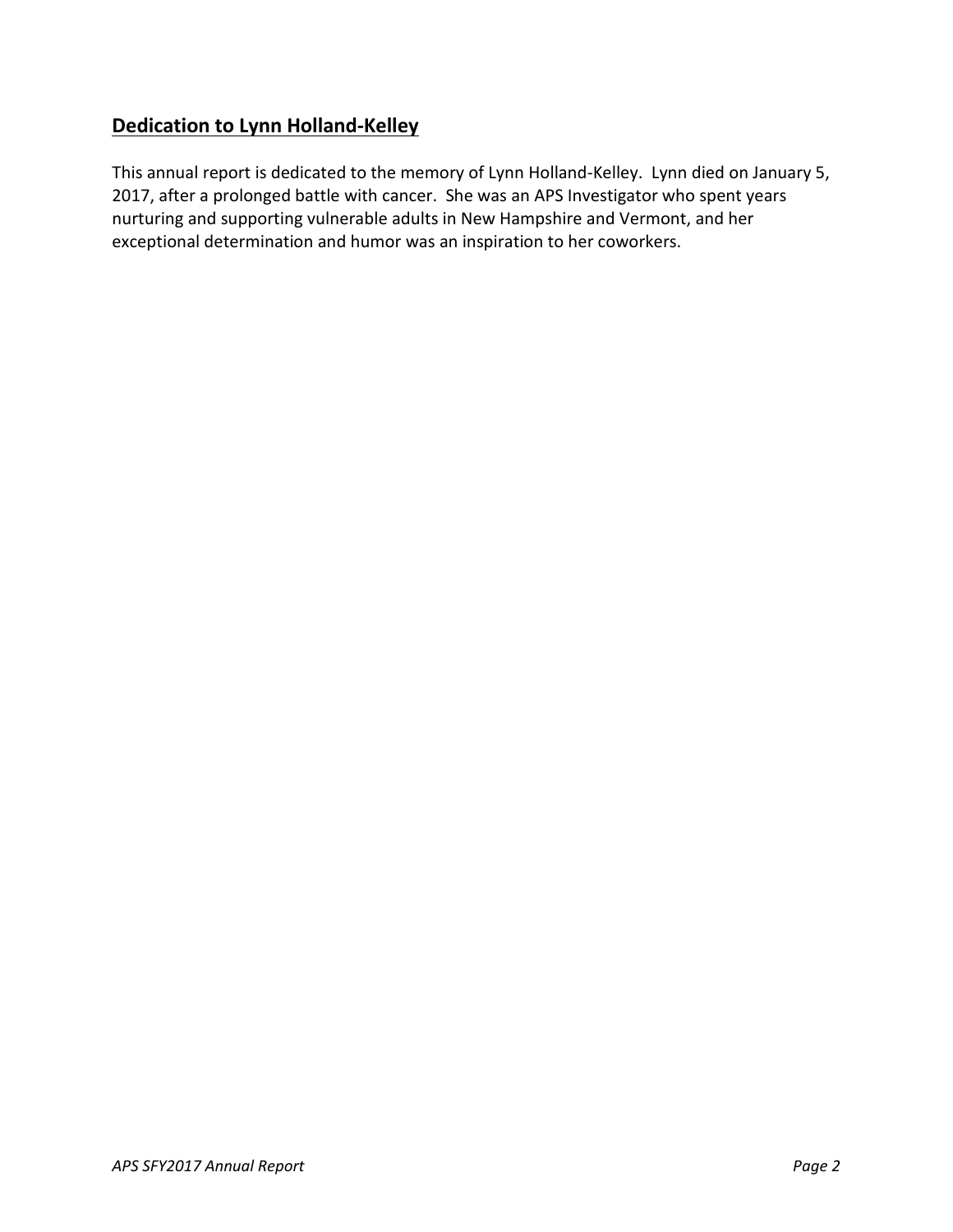## **Dedication to Lynn Holland-Kelley**

This annual report is dedicated to the memory of Lynn Holland-Kelley. Lynn died on January 5, 2017, after a prolonged battle with cancer. She was an APS Investigator who spent years nurturing and supporting vulnerable adults in New Hampshire and Vermont, and her exceptional determination and humor was an inspiration to her coworkers.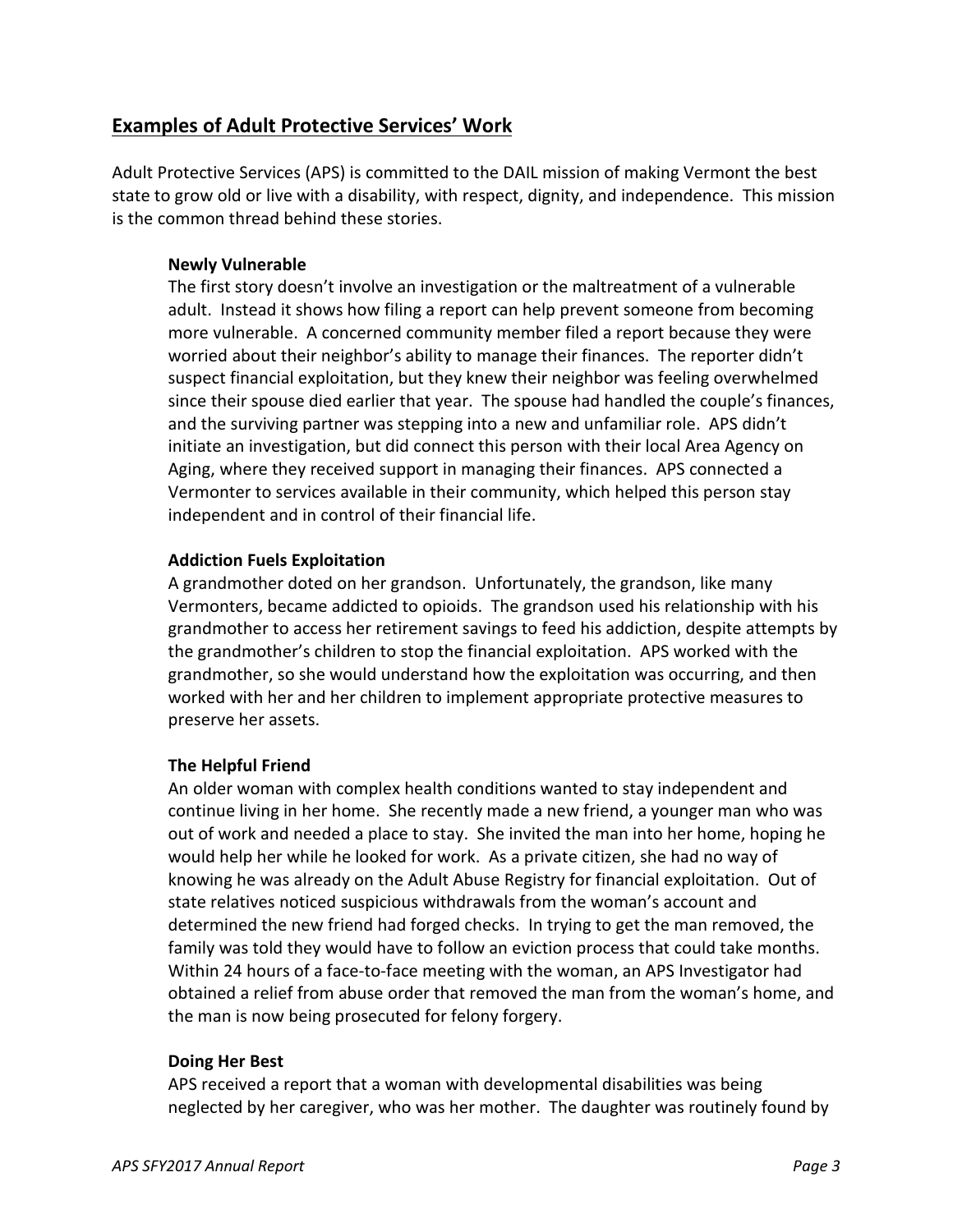## Examples of Adult Protective Services' Work

Adult Protective Services (APS) is committed to the DAIL mission of making Vermont the best state to grow old or live with a disability, with respect, dignity, and independence. This mission is the common thread behind these stories.

### Newly Vulnerable

The first story doesn't involve an investigation or the maltreatment of a vulnerable adult. Instead it shows how filing a report can help prevent someone from becoming more vulnerable. A concerned community member filed a report because they were worried about their neighbor's ability to manage their finances. The reporter didn't suspect financial exploitation, but they knew their neighbor was feeling overwhelmed since their spouse died earlier that year. The spouse had handled the couple's finances, and the surviving partner was stepping into a new and unfamiliar role. APS didn't initiate an investigation, but did connect this person with their local Area Agency on Aging, where they received support in managing their finances. APS connected a Vermonter to services available in their community, which helped this person stay independent and in control of their financial life.

### Addiction Fuels Exploitation

A grandmother doted on her grandson. Unfortunately, the grandson, like many Vermonters, became addicted to opioids. The grandson used his relationship with his grandmother to access her retirement savings to feed his addiction, despite attempts by the grandmother's children to stop the financial exploitation. APS worked with the grandmother, so she would understand how the exploitation was occurring, and then worked with her and her children to implement appropriate protective measures to preserve her assets.

### The Helpful Friend

An older woman with complex health conditions wanted to stay independent and continue living in her home. She recently made a new friend, a younger man who was out of work and needed a place to stay. She invited the man into her home, hoping he would help her while he looked for work. As a private citizen, she had no way of knowing he was already on the Adult Abuse Registry for financial exploitation. Out of state relatives noticed suspicious withdrawals from the woman's account and determined the new friend had forged checks. In trying to get the man removed, the family was told they would have to follow an eviction process that could take months. Within 24 hours of a face-to-face meeting with the woman, an APS Investigator had obtained a relief from abuse order that removed the man from the woman's home, and the man is now being prosecuted for felony forgery.

### Doing Her Best

APS received a report that a woman with developmental disabilities was being neglected by her caregiver, who was her mother. The daughter was routinely found by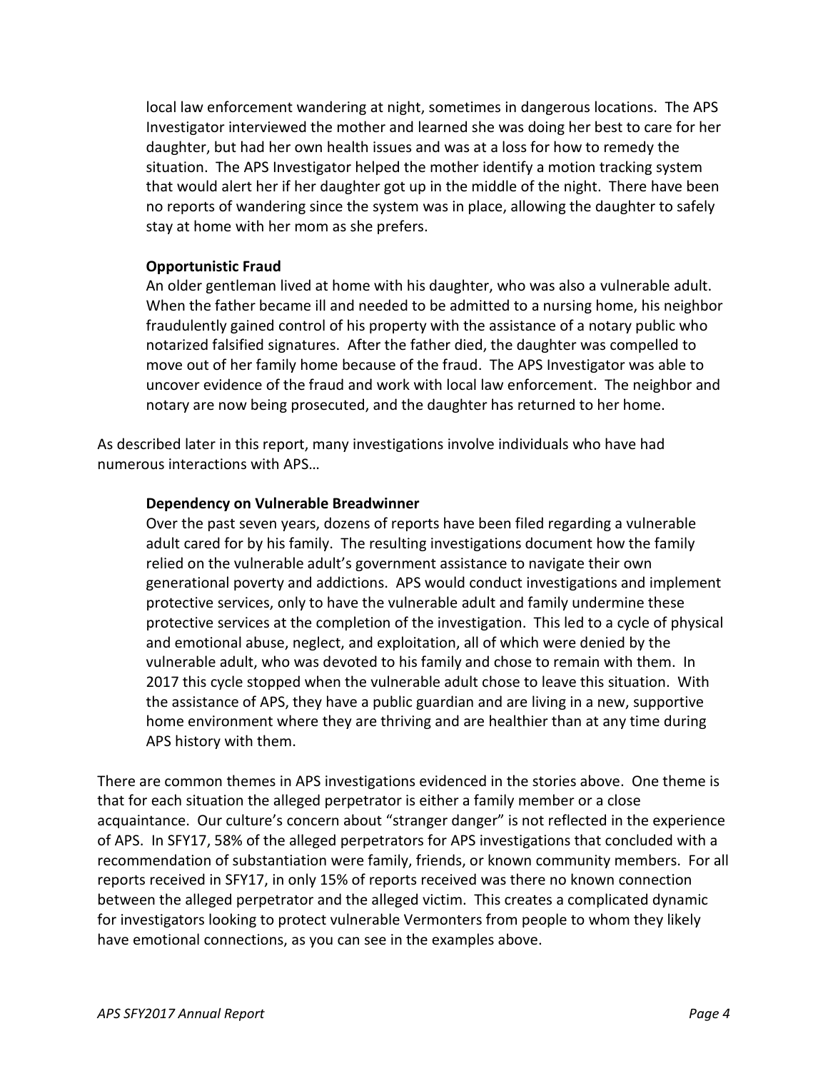local law enforcement wandering at night, sometimes in dangerous locations. The APS Investigator interviewed the mother and learned she was doing her best to care for her daughter, but had her own health issues and was at a loss for how to remedy the situation. The APS Investigator helped the mother identify a motion tracking system that would alert her if her daughter got up in the middle of the night. There have been no reports of wandering since the system was in place, allowing the daughter to safely stay at home with her mom as she prefers.

**Opportunistic Fraud**

An older gentleman lived at home with his daughter, who was also a vulnerable adult. When the father became ill and needed to be admitted to a nursing home, his neighbor fraudulently gained control of his property with the assistance of a notary public who notarized falsified signatures. After the father died, the daughter was compelled to move out of her family home because of the fraud. The APS Investigator was able to uncover evidence of the fraud and work with local law enforcement. The neighbor and notary are now being prosecuted, and the daughter has returned to her home.

As described later in this report, many investigations involve individuals who have had numerous interactions with APS…

**Dependency on Vulnerable Breadwinner**

Over the past seven years, dozens of reports have been filed regarding a vulnerable adult cared for by his family. The resulting investigations document how the family relied on the vulnerable adult's government assistance to navigate their own generational poverty and addictions. APS would conduct investigations and implement protective services, only to have the vulnerable adult and family undermine these protective services at the completion of the investigation. This led to a cycle of physical and emotional abuse, neglect, and exploitation, all of which were denied by the vulnerable adult, who was devoted to his family and chose to remain with them. In 2017 this cycle stopped when the vulnerable adult chose to leave this situation. With the assistance of APS, they have a public guardian and are living in a new, supportive home environment where they are thriving and are healthier than at any time during APS history with them.

There are common themes in APS investigations evidenced in the stories above. One theme is that for each situation the alleged perpetrator is either a family member or a close acquaintance. Our culture's concern about "stranger danger" is not reflected in the experience of APS. In SFY17, 58% of the alleged perpetrators for APS investigations that concluded with a recommendation of substantiation were family, friends, or known community members. For all reports received in SFY17, in only 15% of reports received was there no known connection between the alleged perpetrator and the alleged victim. This creates a complicated dynamic for investigators looking to protect vulnerable Vermonters from people to whom they likely have emotional connections, as you can see in the examples above.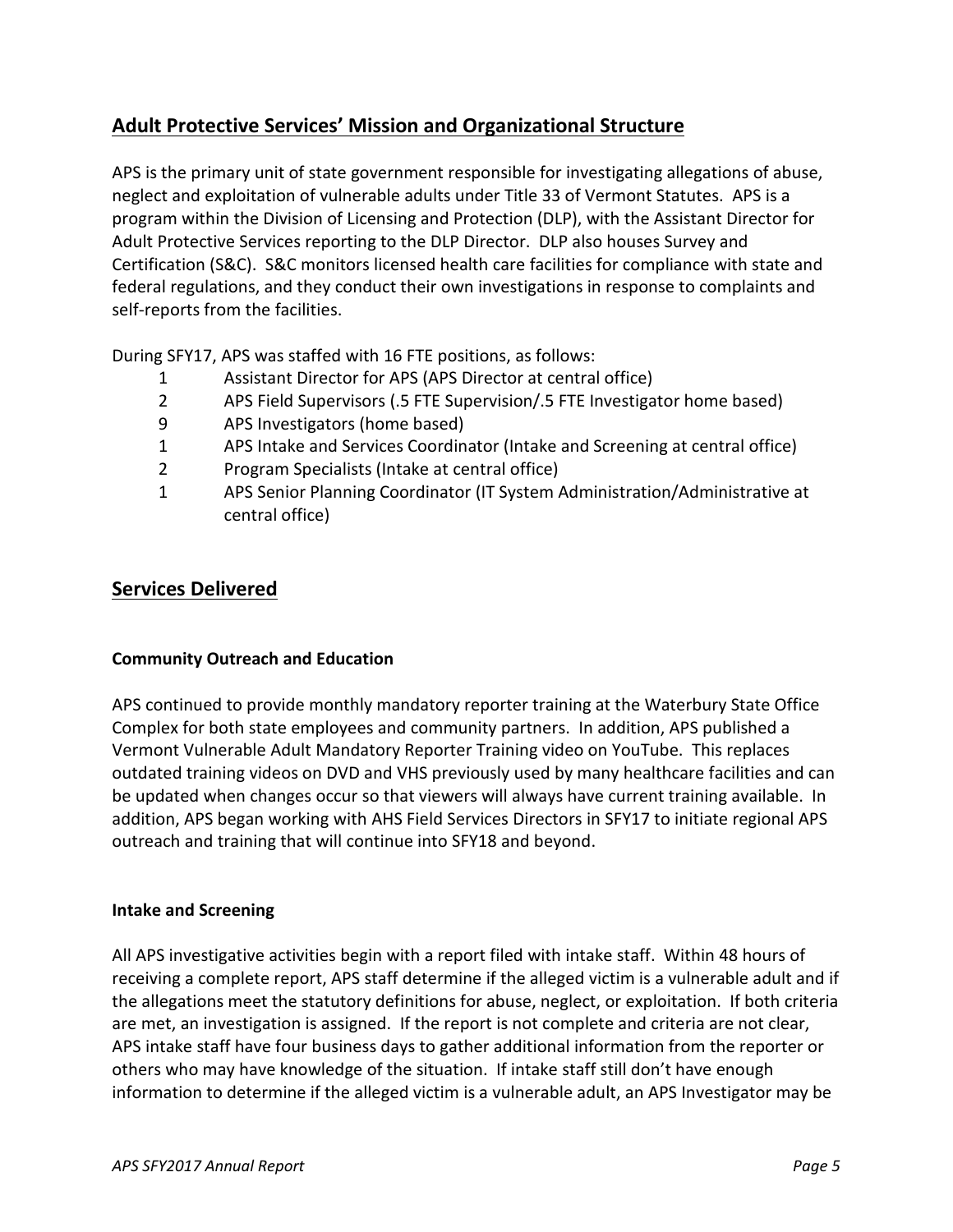## Adult Protective Services' Mission and Organizational Structure

APS is the primary unit of state government responsible for investigating allegations of abuse, neglect and exploitation of vulnerable adults under Title 33 of Vermont Statutes. APS is a program within the Division of Licensing and Protection (DLP), with the Assistant Director for Adult Protective Services reporting to the DLP Director. DLP also houses Survey and Certification (S&C). S&C monitors licensed health care facilities for compliance with state and federal regulations, and they conduct their own investigations in response to complaints and self-reports from the facilities.

During SFY17, APS was staffed with 16 FTE positions, as follows:

| | |
|---|---|
| 1 | Assistant Director for APS (APS Director at central office) |
| 2 | APS Field Supervisors (.5 FTE Supervision/.5 FTE Investigator home based) |
| 9 | APS Investigators (home based) |
| 1 | APS Intake and Services Coordinator (Intake and Screening at central office) |
| 2 | Program Specialists (Intake at central office) |
| 1 | APS Senior Planning Coordinator (IT System Administration/Administrative at central office) |

## Services Delivered

### Community Outreach and Education

APS continued to provide monthly mandatory reporter training at the Waterbury State Office Complex for both state employees and community partners. In addition, APS published a Vermont Vulnerable Adult Mandatory Reporter Training video on YouTube. This replaces outdated training videos on DVD and VHS previously used by many healthcare facilities and can be updated when changes occur so that viewers will always have current training available. In addition, APS began working with AHS Field Services Directors in SFY17 to initiate regional APS outreach and training that will continue into SFY18 and beyond.

### Intake and Screening

All APS investigative activities begin with a report filed with intake staff. Within 48 hours of receiving a complete report, APS staff determine if the alleged victim is a vulnerable adult and if the allegations meet the statutory definitions for abuse, neglect, or exploitation. If both criteria are met, an investigation is assigned. If the report is not complete and criteria are not clear, APS intake staff have four business days to gather additional information from the reporter or others who may have knowledge of the situation. If intake staff still don't have enough information to determine if the alleged victim is a vulnerable adult, an APS Investigator may be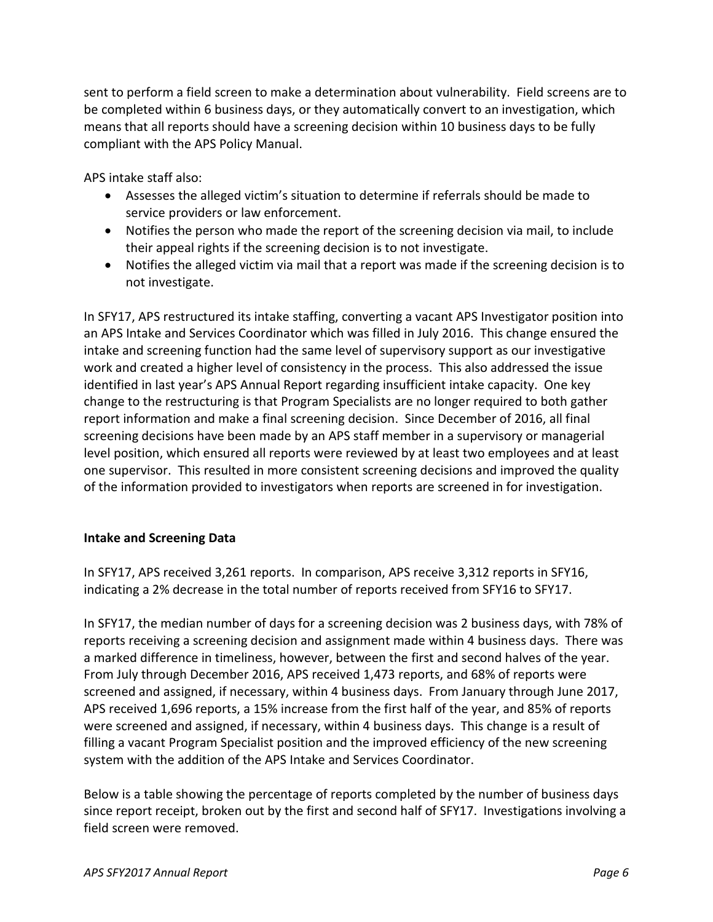sent to perform a field screen to make a determination about vulnerability. Field screens are to be completed within 6 business days, or they automatically convert to an investigation, which means that all reports should have a screening decision within 10 business days to be fully compliant with the APS Policy Manual.

APS intake staff also:

- Assesses the alleged victim's situation to determine if referrals should be made to service providers or law enforcement.
- Notifies the person who made the report of the screening decision via mail, to include their appeal rights if the screening decision is to not investigate.
- Notifies the alleged victim via mail that a report was made if the screening decision is to not investigate.

In SFY17, APS restructured its intake staffing, converting a vacant APS Investigator position into an APS Intake and Services Coordinator which was filled in July 2016. This change ensured the intake and screening function had the same level of supervisory support as our investigative work and created a higher level of consistency in the process. This also addressed the issue identified in last year's APS Annual Report regarding insufficient intake capacity. One key change to the restructuring is that Program Specialists are no longer required to both gather report information and make a final screening decision. Since December of 2016, all final screening decisions have been made by an APS staff member in a supervisory or managerial level position, which ensured all reports were reviewed by at least two employees and at least one supervisor. This resulted in more consistent screening decisions and improved the quality of the information provided to investigators when reports are screened in for investigation.

**Intake and Screening Data**

In SFY17, APS received 3,261 reports. In comparison, APS receive 3,312 reports in SFY16, indicating a 2% decrease in the total number of reports received from SFY16 to SFY17.

In SFY17, the median number of days for a screening decision was 2 business days, with 78% of reports receiving a screening decision and assignment made within 4 business days. There was a marked difference in timeliness, however, between the first and second halves of the year. From July through December 2016, APS received 1,473 reports, and 68% of reports were screened and assigned, if necessary, within 4 business days. From January through June 2017, APS received 1,696 reports, a 15% increase from the first half of the year, and 85% of reports were screened and assigned, if necessary, within 4 business days. This change is a result of filling a vacant Program Specialist position and the improved efficiency of the new screening system with the addition of the APS Intake and Services Coordinator.

Below is a table showing the percentage of reports completed by the number of business days since report receipt, broken out by the first and second half of SFY17. Investigations involving a field screen were removed.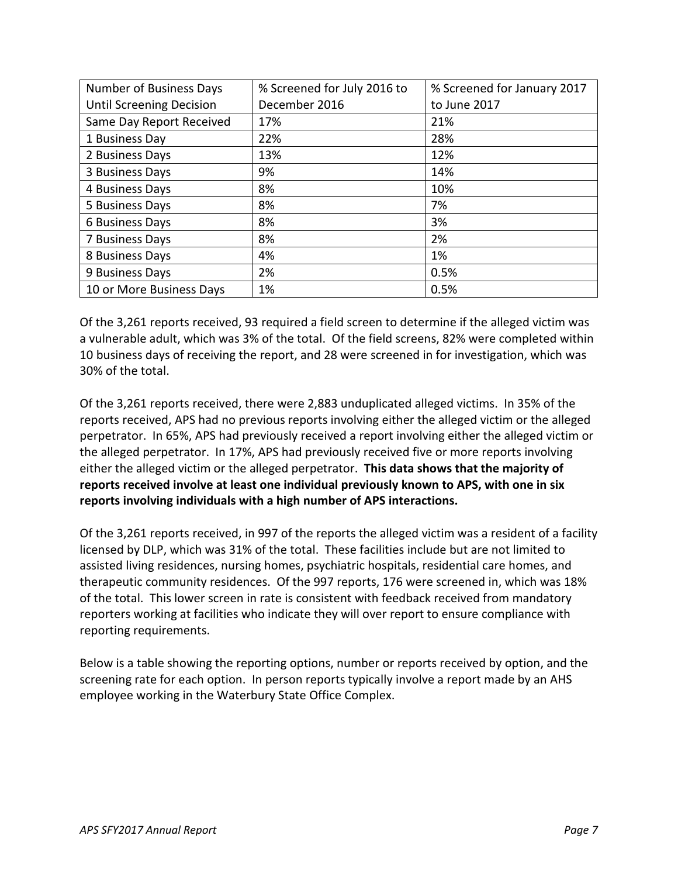| Number of Business Days Until Screening Decision | % Screened for July 2016 to December 2016 | % Screened for January 2017 to June 2017 |
|---|---|---|
| Same Day Report Received | 17% | 21% |
| 1 Business Day | 22% | 28% |
| 2 Business Days | 13% | 12% |
| 3 Business Days | 9% | 14% |
| 4 Business Days | 8% | 10% |
| 5 Business Days | 8% | 7% |
| 6 Business Days | 8% | 3% |
| 7 Business Days | 8% | 2% |
| 8 Business Days | 4% | 1% |
| 9 Business Days | 2% | 0.5% |
| 10 or More Business Days | 1% | 0.5% |

Of the 3,261 reports received, 93 required a field screen to determine if the alleged victim was a vulnerable adult, which was 3% of the total. Of the field screens, 82% were completed within 10 business days of receiving the report, and 28 were screened in for investigation, which was 30% of the total.

Of the 3,261 reports received, there were 2,883 unduplicated alleged victims. In 35% of the reports received, APS had no previous reports involving either the alleged victim or the alleged perpetrator. In 65%, APS had previously received a report involving either the alleged victim or the alleged perpetrator. In 17%, APS had previously received five or more reports involving either the alleged victim or the alleged perpetrator. **This data shows that the majority of reports received involve at least one individual previously known to APS, with one in six reports involving individuals with a high number of APS interactions.**

Of the 3,261 reports received, in 997 of the reports the alleged victim was a resident of a facility licensed by DLP, which was 31% of the total. These facilities include but are not limited to assisted living residences, nursing homes, psychiatric hospitals, residential care homes, and therapeutic community residences. Of the 997 reports, 176 were screened in, which was 18% of the total. This lower screen in rate is consistent with feedback received from mandatory reporters working at facilities who indicate they will over report to ensure compliance with reporting requirements.

Below is a table showing the reporting options, number or reports received by option, and the screening rate for each option. In person reports typically involve a report made by an AHS employee working in the Waterbury State Office Complex.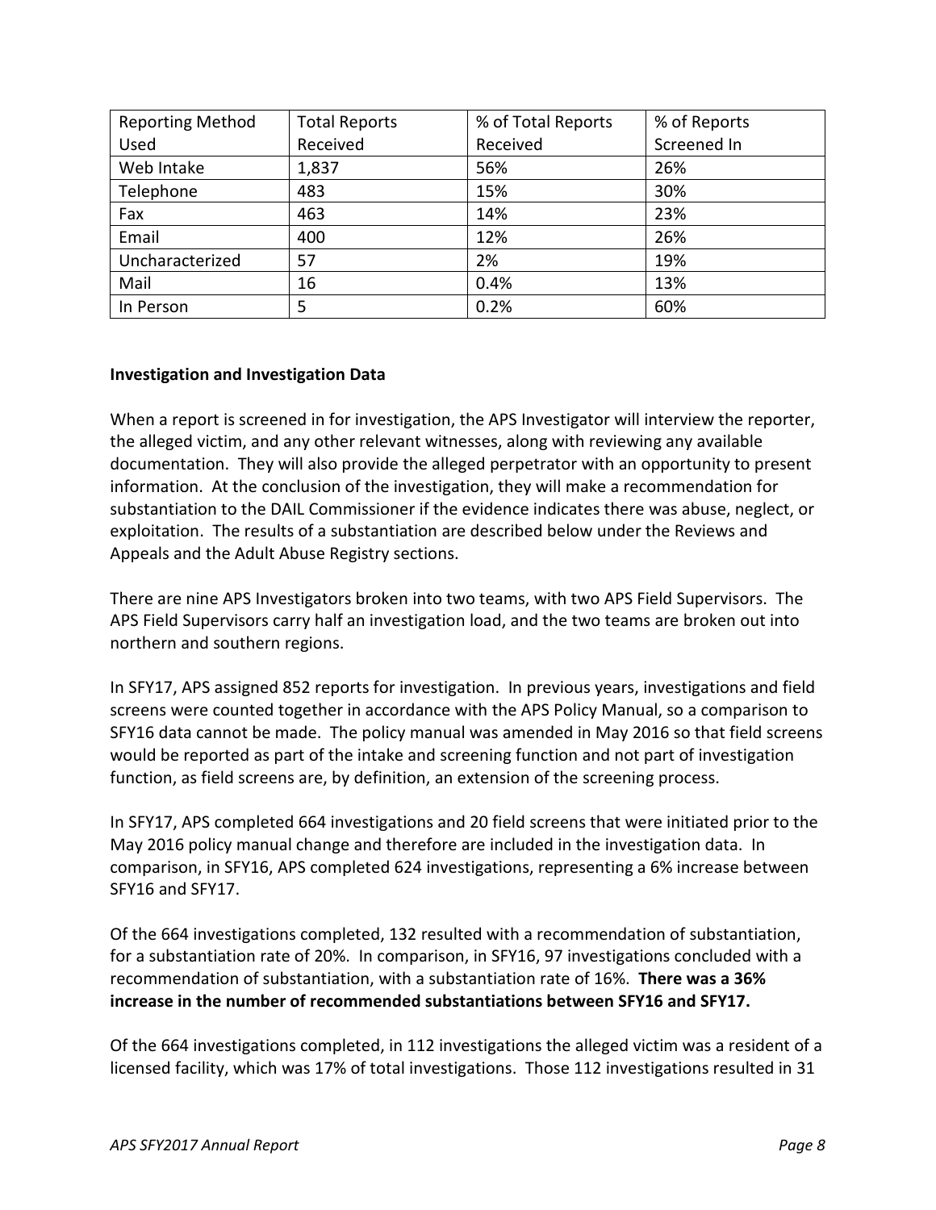| Reporting Method Used | Total Reports Received | % of Total Reports Received | % of Reports Screened In |
|---|---|---|---|
| Web Intake | 1,837 | 56% | 26% |
| Telephone | 483 | 15% | 30% |
| Fax | 463 | 14% | 23% |
| Email | 400 | 12% | 26% |
| Uncharacterized | 57 | 2% | 19% |
| Mail | 16 | 0.4% | 13% |
| In Person | 5 | 0.2% | 60% |

**Investigation and Investigation Data**

When a report is screened in for investigation, the APS Investigator will interview the reporter, the alleged victim, and any other relevant witnesses, along with reviewing any available documentation. They will also provide the alleged perpetrator with an opportunity to present information. At the conclusion of the investigation, they will make a recommendation for substantiation to the DAIL Commissioner if the evidence indicates there was abuse, neglect, or exploitation. The results of a substantiation are described below under the Reviews and Appeals and the Adult Abuse Registry sections.

There are nine APS Investigators broken into two teams, with two APS Field Supervisors. The APS Field Supervisors carry half an investigation load, and the two teams are broken out into northern and southern regions.

In SFY17, APS assigned 852 reports for investigation. In previous years, investigations and field screens were counted together in accordance with the APS Policy Manual, so a comparison to SFY16 data cannot be made. The policy manual was amended in May 2016 so that field screens would be reported as part of the intake and screening function and not part of investigation function, as field screens are, by definition, an extension of the screening process.

In SFY17, APS completed 664 investigations and 20 field screens that were initiated prior to the May 2016 policy manual change and therefore are included in the investigation data. In comparison, in SFY16, APS completed 624 investigations, representing a 6% increase between SFY16 and SFY17.

Of the 664 investigations completed, 132 resulted with a recommendation of substantiation, for a substantiation rate of 20%. In comparison, in SFY16, 97 investigations concluded with a recommendation of substantiation, with a substantiation rate of 16%. **There was a 36% increase in the number of recommended substantiations between SFY16 and SFY17.**

Of the 664 investigations completed, in 112 investigations the alleged victim was a resident of a licensed facility, which was 17% of total investigations. Those 112 investigations resulted in 31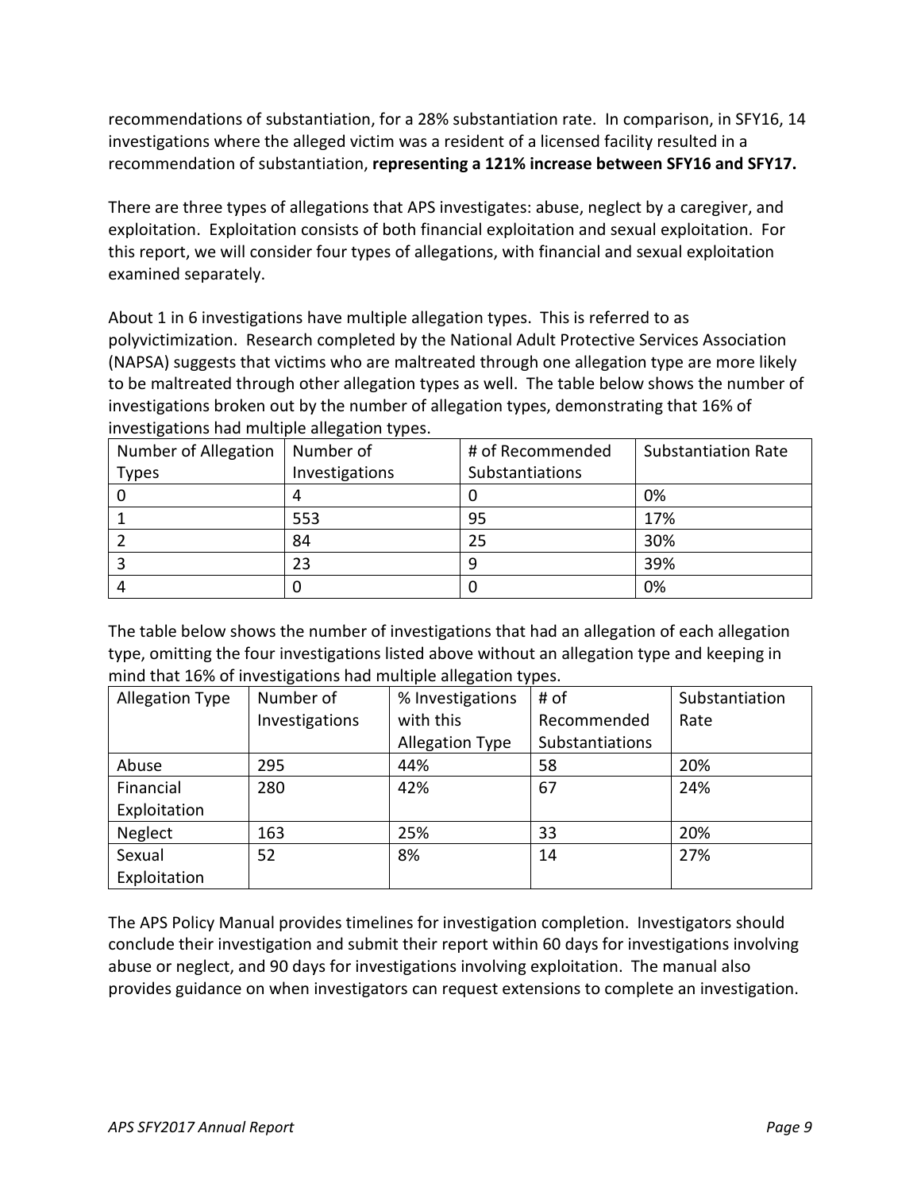recommendations of substantiation, for a 28% substantiation rate. In comparison, in SFY16, 14 investigations where the alleged victim was a resident of a licensed facility resulted in a recommendation of substantiation, **representing a 121% increase between SFY16 and SFY17.**

There are three types of allegations that APS investigates: abuse, neglect by a caregiver, and exploitation. Exploitation consists of both financial exploitation and sexual exploitation. For this report, we will consider four types of allegations, with financial and sexual exploitation examined separately.

About 1 in 6 investigations have multiple allegation types. This is referred to as polyvictimization. Research completed by the National Adult Protective Services Association (NAPSA) suggests that victims who are maltreated through one allegation type are more likely to be maltreated through other allegation types as well. The table below shows the number of investigations broken out by the number of allegation types, demonstrating that 16% of investigations had multiple allegation types.

| Number of Allegation Types | Number of Investigations | # of Recommended Substantiations | Substantiation Rate |
|---|---|---|---|
| 0 | 4 | 0 | 0% |
| 1 | 553 | 95 | 17% |
| 2 | 84 | 25 | 30% |
| 3 | 23 | 9 | 39% |
| 4 | 0 | 0 | 0% |

The table below shows the number of investigations that had an allegation of each allegation type, omitting the four investigations listed above without an allegation type and keeping in mind that 16% of investigations had multiple allegation types.

| Allegation Type | Number of Investigations | % Investigations with this Allegation Type | # of Recommended Substantiations | Substantiation Rate |
|---|---|---|---|---|
| Abuse | 295 | 44% | 58 | 20% |
| Financial Exploitation | 280 | 42% | 67 | 24% |
| Neglect | 163 | 25% | 33 | 20% |
| Sexual Exploitation | 52 | 8% | 14 | 27% |

The APS Policy Manual provides timelines for investigation completion. Investigators should conclude their investigation and submit their report within 60 days for investigations involving abuse or neglect, and 90 days for investigations involving exploitation. The manual also provides guidance on when investigators can request extensions to complete an investigation.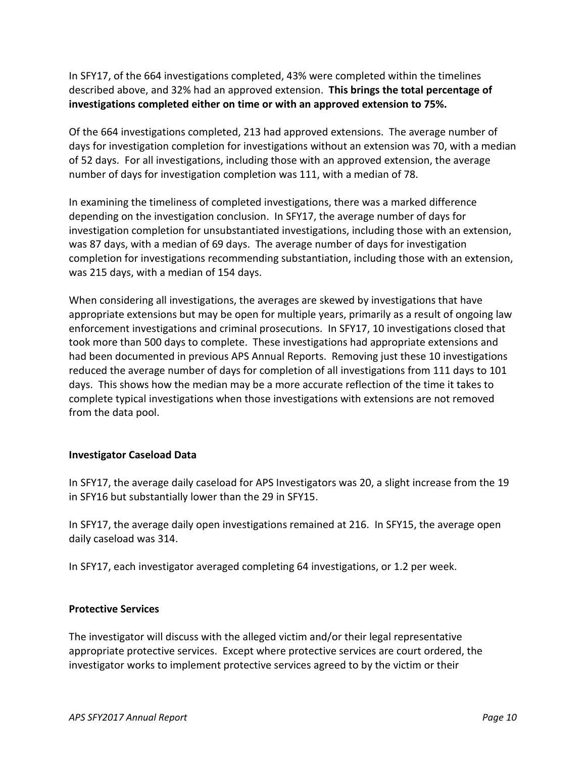In SFY17, of the 664 investigations completed, 43% were completed within the timelines described above, and 32% had an approved extension. **This brings the total percentage of investigations completed either on time or with an approved extension to 75%.**

Of the 664 investigations completed, 213 had approved extensions. The average number of days for investigation completion for investigations without an extension was 70, with a median of 52 days. For all investigations, including those with an approved extension, the average number of days for investigation completion was 111, with a median of 78.

In examining the timeliness of completed investigations, there was a marked difference depending on the investigation conclusion. In SFY17, the average number of days for investigation completion for unsubstantiated investigations, including those with an extension, was 87 days, with a median of 69 days. The average number of days for investigation completion for investigations recommending substantiation, including those with an extension, was 215 days, with a median of 154 days.

When considering all investigations, the averages are skewed by investigations that have appropriate extensions but may be open for multiple years, primarily as a result of ongoing law enforcement investigations and criminal prosecutions. In SFY17, 10 investigations closed that took more than 500 days to complete. These investigations had appropriate extensions and had been documented in previous APS Annual Reports. Removing just these 10 investigations reduced the average number of days for completion of all investigations from 111 days to 101 days. This shows how the median may be a more accurate reflection of the time it takes to complete typical investigations when those investigations with extensions are not removed from the data pool.

**Investigator Caseload Data**

In SFY17, the average daily caseload for APS Investigators was 20, a slight increase from the 19 in SFY16 but substantially lower than the 29 in SFY15.

In SFY17, the average daily open investigations remained at 216. In SFY15, the average open daily caseload was 314.

In SFY17, each investigator averaged completing 64 investigations, or 1.2 per week.

**Protective Services**

The investigator will discuss with the alleged victim and/or their legal representative appropriate protective services. Except where protective services are court ordered, the investigator works to implement protective services agreed to by the victim or their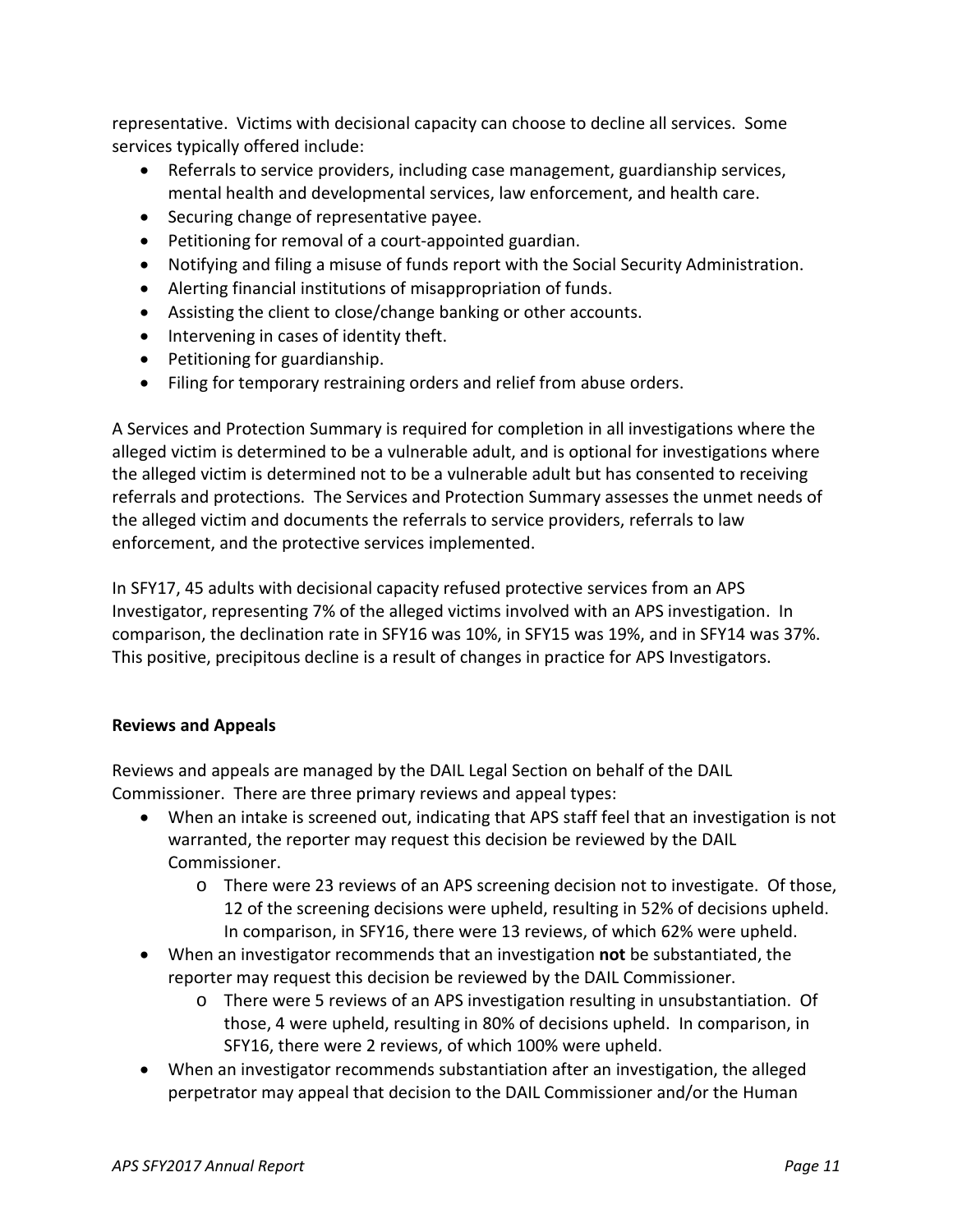representative. Victims with decisional capacity can choose to decline all services. Some services typically offered include:

- Referrals to service providers, including case management, guardianship services, mental health and developmental services, law enforcement, and health care.
- Securing change of representative payee.
- Petitioning for removal of a court-appointed guardian.
- Notifying and filing a misuse of funds report with the Social Security Administration.
- Alerting financial institutions of misappropriation of funds.
- Assisting the client to close/change banking or other accounts.
- Intervening in cases of identity theft.
- Petitioning for guardianship.
- Filing for temporary restraining orders and relief from abuse orders.

A Services and Protection Summary is required for completion in all investigations where the alleged victim is determined to be a vulnerable adult, and is optional for investigations where the alleged victim is determined not to be a vulnerable adult but has consented to receiving referrals and protections. The Services and Protection Summary assesses the unmet needs of the alleged victim and documents the referrals to service providers, referrals to law enforcement, and the protective services implemented.

In SFY17, 45 adults with decisional capacity refused protective services from an APS Investigator, representing 7% of the alleged victims involved with an APS investigation. In comparison, the declination rate in SFY16 was 10%, in SFY15 was 19%, and in SFY14 was 37%. This positive, precipitous decline is a result of changes in practice for APS Investigators.

**Reviews and Appeals**

Reviews and appeals are managed by the DAIL Legal Section on behalf of the DAIL Commissioner. There are three primary reviews and appeal types:

- When an intake is screened out, indicating that APS staff feel that an investigation is not warranted, the reporter may request this decision be reviewed by the DAIL Commissioner.
  - There were 23 reviews of an APS screening decision not to investigate. Of those, 12 of the screening decisions were upheld, resulting in 52% of decisions upheld. In comparison, in SFY16, there were 13 reviews, of which 62% were upheld.
- When an investigator recommends that an investigation **not** be substantiated, the reporter may request this decision be reviewed by the DAIL Commissioner.
  - There were 5 reviews of an APS investigation resulting in unsubstantiation. Of those, 4 were upheld, resulting in 80% of decisions upheld. In comparison, in SFY16, there were 2 reviews, of which 100% were upheld.
- When an investigator recommends substantiation after an investigation, the alleged perpetrator may appeal that decision to the DAIL Commissioner and/or the Human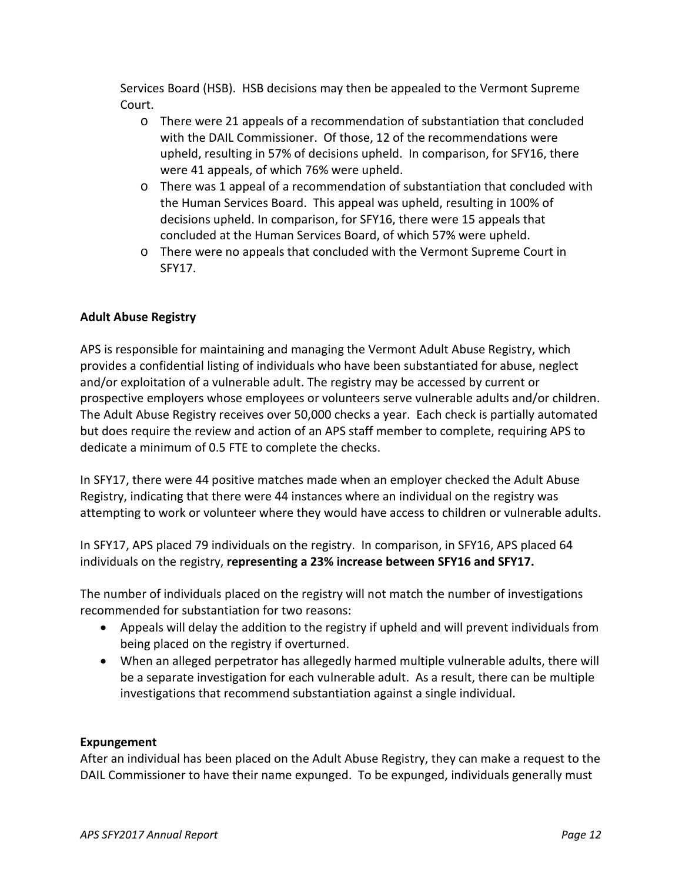Services Board (HSB). HSB decisions may then be appealed to the Vermont Supreme Court.

- There were 21 appeals of a recommendation of substantiation that concluded with the DAIL Commissioner. Of those, 12 of the recommendations were upheld, resulting in 57% of decisions upheld. In comparison, for SFY16, there were 41 appeals, of which 76% were upheld.
- There was 1 appeal of a recommendation of substantiation that concluded with the Human Services Board. This appeal was upheld, resulting in 100% of decisions upheld. In comparison, for SFY16, there were 15 appeals that concluded at the Human Services Board, of which 57% were upheld.
- There were no appeals that concluded with the Vermont Supreme Court in SFY17.

**Adult Abuse Registry**

APS is responsible for maintaining and managing the Vermont Adult Abuse Registry, which provides a confidential listing of individuals who have been substantiated for abuse, neglect and/or exploitation of a vulnerable adult. The registry may be accessed by current or prospective employers whose employees or volunteers serve vulnerable adults and/or children. The Adult Abuse Registry receives over 50,000 checks a year. Each check is partially automated but does require the review and action of an APS staff member to complete, requiring APS to dedicate a minimum of 0.5 FTE to complete the checks.

In SFY17, there were 44 positive matches made when an employer checked the Adult Abuse Registry, indicating that there were 44 instances where an individual on the registry was attempting to work or volunteer where they would have access to children or vulnerable adults.

In SFY17, APS placed 79 individuals on the registry. In comparison, in SFY16, APS placed 64 individuals on the registry, **representing a 23% increase between SFY16 and SFY17.**

The number of individuals placed on the registry will not match the number of investigations recommended for substantiation for two reasons:

- Appeals will delay the addition to the registry if upheld and will prevent individuals from being placed on the registry if overturned.
- When an alleged perpetrator has allegedly harmed multiple vulnerable adults, there will be a separate investigation for each vulnerable adult. As a result, there can be multiple investigations that recommend substantiation against a single individual.

**Expungement**

After an individual has been placed on the Adult Abuse Registry, they can make a request to the DAIL Commissioner to have their name expunged. To be expunged, individuals generally must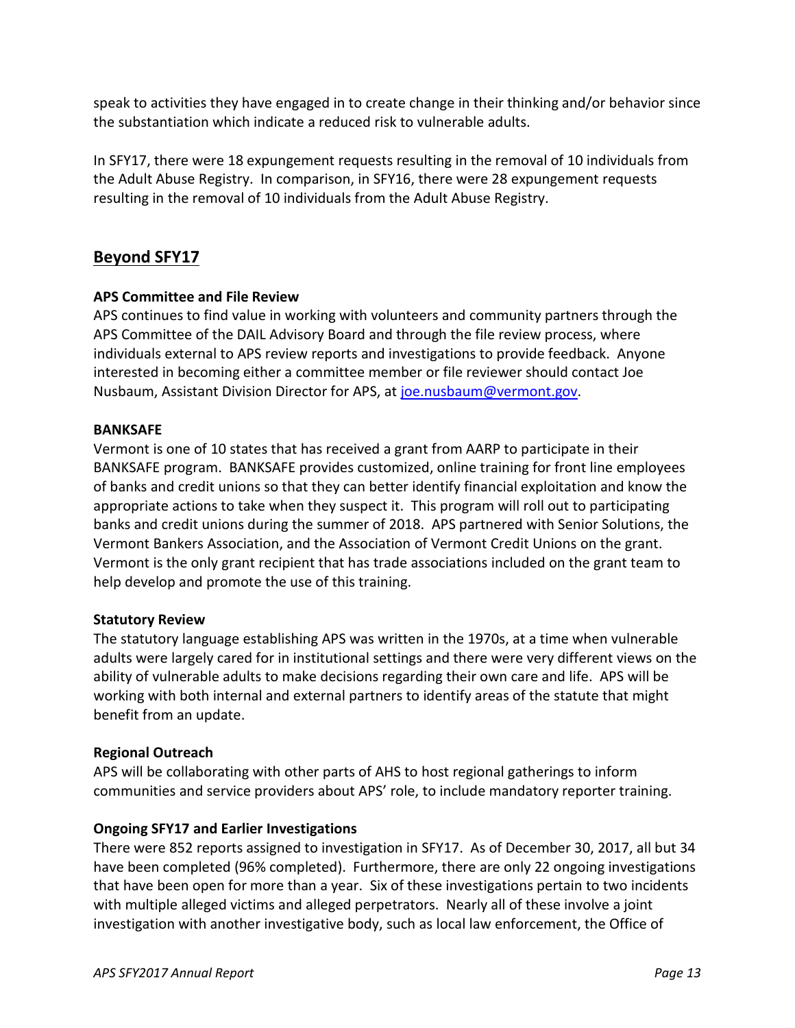speak to activities they have engaged in to create change in their thinking and/or behavior since the substantiation which indicate a reduced risk to vulnerable adults.

In SFY17, there were 18 expungement requests resulting in the removal of 10 individuals from the Adult Abuse Registry. In comparison, in SFY16, there were 28 expungement requests resulting in the removal of 10 individuals from the Adult Abuse Registry.

## Beyond SFY17

**APS Committee and File Review**

APS continues to find value in working with volunteers and community partners through the APS Committee of the DAIL Advisory Board and through the file review process, where individuals external to APS review reports and investigations to provide feedback. Anyone interested in becoming either a committee member or file reviewer should contact Joe Nusbaum, Assistant Division Director for APS, at joe.nusbaum@vermont.gov.

**BANKSAFE**

Vermont is one of 10 states that has received a grant from AARP to participate in their BANKSAFE program. BANKSAFE provides customized, online training for front line employees of banks and credit unions so that they can better identify financial exploitation and know the appropriate actions to take when they suspect it. This program will roll out to participating banks and credit unions during the summer of 2018. APS partnered with Senior Solutions, the Vermont Bankers Association, and the Association of Vermont Credit Unions on the grant. Vermont is the only grant recipient that has trade associations included on the grant team to help develop and promote the use of this training.

**Statutory Review**

The statutory language establishing APS was written in the 1970s, at a time when vulnerable adults were largely cared for in institutional settings and there were very different views on the ability of vulnerable adults to make decisions regarding their own care and life. APS will be working with both internal and external partners to identify areas of the statute that might benefit from an update.

**Regional Outreach**

APS will be collaborating with other parts of AHS to host regional gatherings to inform communities and service providers about APS' role, to include mandatory reporter training.

**Ongoing SFY17 and Earlier Investigations**

There were 852 reports assigned to investigation in SFY17. As of December 30, 2017, all but 34 have been completed (96% completed). Furthermore, there are only 22 ongoing investigations that have been open for more than a year. Six of these investigations pertain to two incidents with multiple alleged victims and alleged perpetrators. Nearly all of these involve a joint investigation with another investigative body, such as local law enforcement, the Office of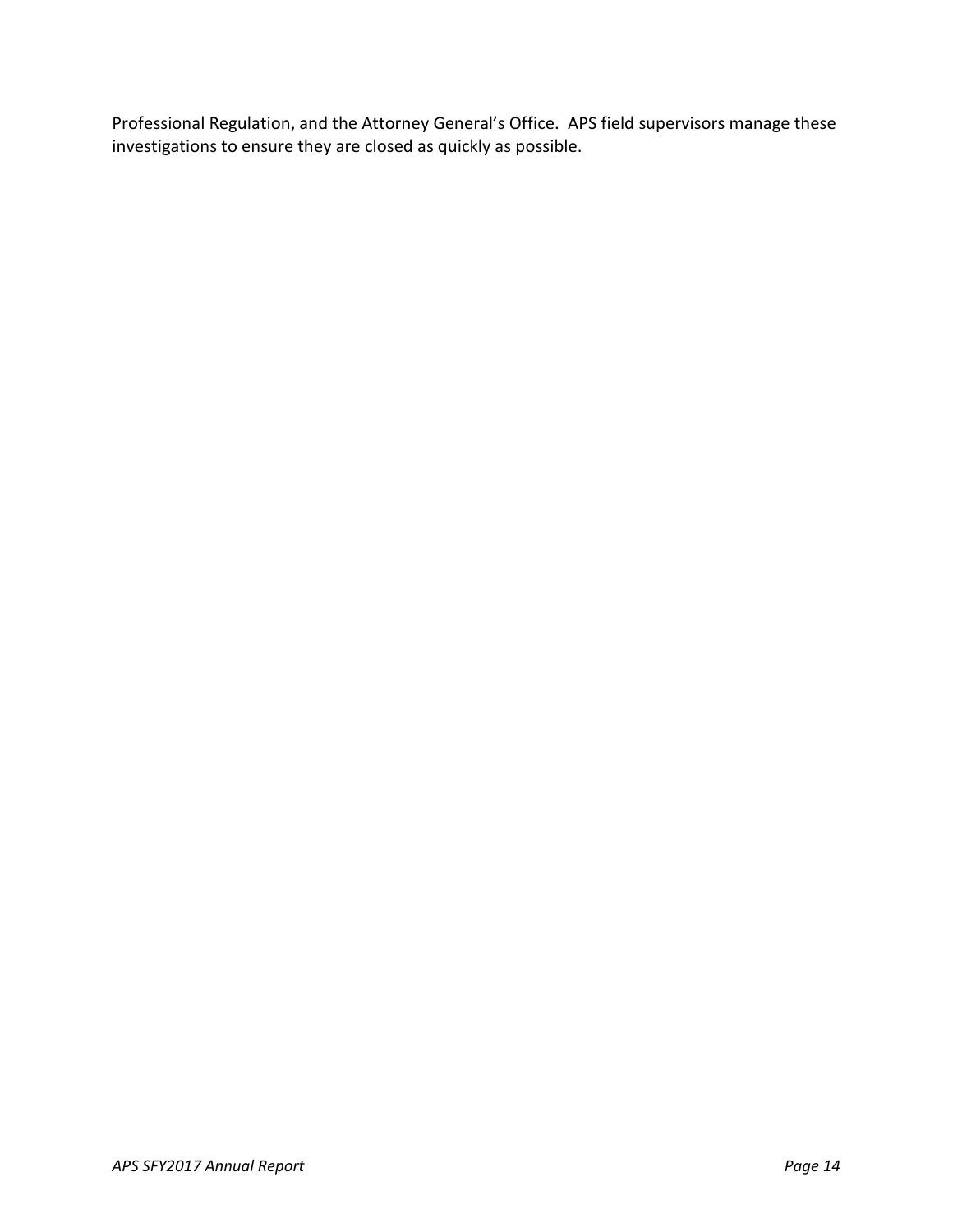Professional Regulation, and the Attorney General's Office. APS field supervisors manage these investigations to ensure they are closed as quickly as possible.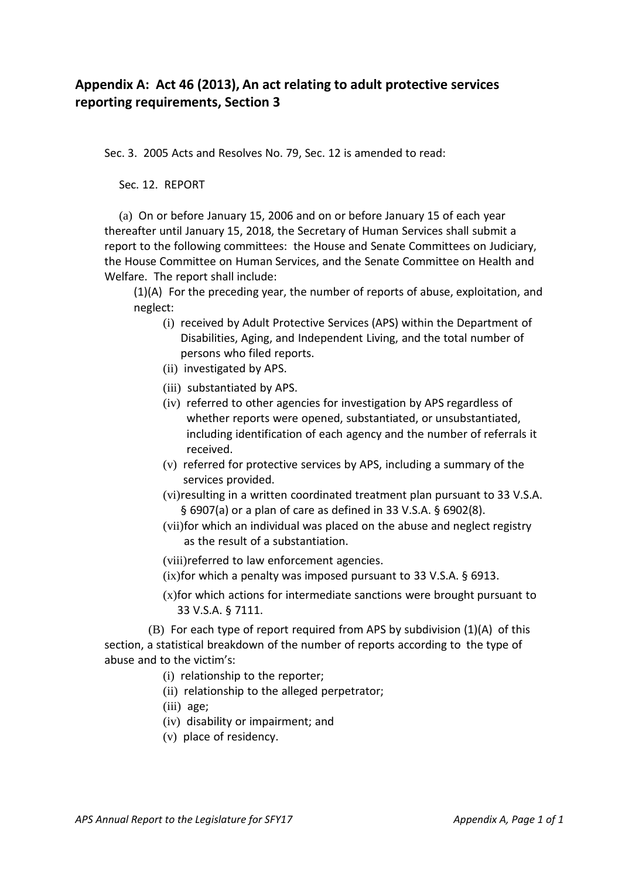## Appendix A: Act 46 (2013), An act relating to adult protective services reporting requirements, Section 3

Sec. 3. 2005 Acts and Resolves No. 79, Sec. 12 is amended to read:

Sec. 12. REPORT

(a) On or before January 15, 2006 and on or before January 15 of each year thereafter until January 15, 2018, the Secretary of Human Services shall submit a report to the following committees: the House and Senate Committees on Judiciary, the House Committee on Human Services, and the Senate Committee on Health and Welfare. The report shall include:

(1)(A) For the preceding year, the number of reports of abuse, exploitation, and neglect:

- (i) received by Adult Protective Services (APS) within the Department of Disabilities, Aging, and Independent Living, and the total number of persons who filed reports.
- (ii) investigated by APS.
- (iii) substantiated by APS.
- (iv) referred to other agencies for investigation by APS regardless of whether reports were opened, substantiated, or unsubstantiated, including identification of each agency and the number of referrals it received.
- (v) referred for protective services by APS, including a summary of the services provided.
- (vi) resulting in a written coordinated treatment plan pursuant to 33 V.S.A. § 6907(a) or a plan of care as defined in 33 V.S.A. § 6902(8).
- (vii) for which an individual was placed on the abuse and neglect registry as the result of a substantiation.
- (viii) referred to law enforcement agencies.
- (ix) for which a penalty was imposed pursuant to 33 V.S.A. § 6913.
- (x) for which actions for intermediate sanctions were brought pursuant to 33 V.S.A. § 7111.

(B) For each type of report required from APS by subdivision (1)(A) of this section, a statistical breakdown of the number of reports according to the type of abuse and to the victim's:

- (i) relationship to the reporter;
- (ii) relationship to the alleged perpetrator;
- (iii) age;
- (iv) disability or impairment; and
- (v) place of residency.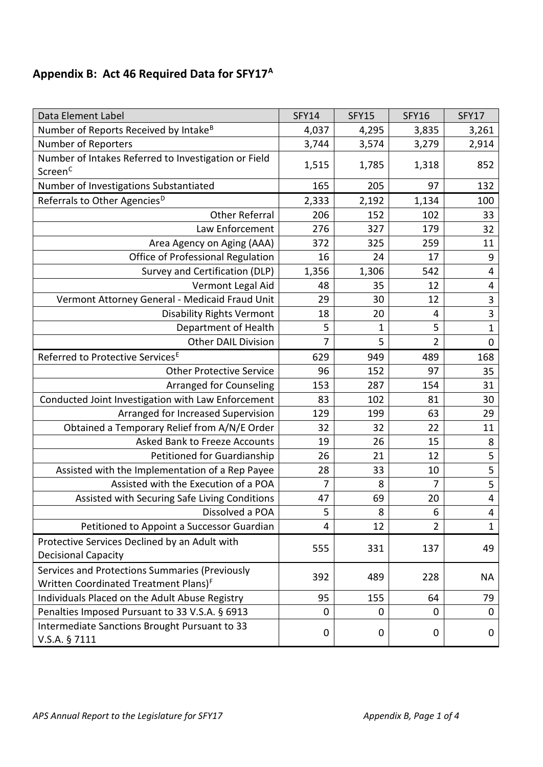## Appendix B: Act 46 Required Data for SFY17[A]

| Data Element Label | SFY14 | SFY15 | SFY16 | SFY17 |
|---|---|---|---|---|
| Number of Reports Received by Intake[B] | 4,037 | 4,295 | 3,835 | 3,261 |
| Number of Reporters | 3,744 | 3,574 | 3,279 | 2,914 |
| Number of Intakes Referred to Investigation or Field Screen[C] | 1,515 | 1,785 | 1,318 | 852 |
| Number of Investigations Substantiated | 165 | 205 | 97 | 132 |
| Referrals to Other Agencies[D] | 2,333 | 2,192 | 1,134 | 100 |
| Other Referral | 206 | 152 | 102 | 33 |
| Law Enforcement | 276 | 327 | 179 | 32 |
| Area Agency on Aging (AAA) | 372 | 325 | 259 | 11 |
| Office of Professional Regulation | 16 | 24 | 17 | 9 |
| Survey and Certification (DLP) | 1,356 | 1,306 | 542 | 4 |
| Vermont Legal Aid | 48 | 35 | 12 | 4 |
| Vermont Attorney General - Medicaid Fraud Unit | 29 | 30 | 12 | 3 |
| Disability Rights Vermont | 18 | 20 | 4 | 3 |
| Department of Health | 5 | 1 | 5 | 1 |
| Other DAIL Division | 7 | 5 | 2 | 0 |
| Referred to Protective Services[E] | 629 | 949 | 489 | 168 |
| Other Protective Service | 96 | 152 | 97 | 35 |
| Arranged for Counseling | 153 | 287 | 154 | 31 |
| Conducted Joint Investigation with Law Enforcement | 83 | 102 | 81 | 30 |
| Arranged for Increased Supervision | 129 | 199 | 63 | 29 |
| Obtained a Temporary Relief from A/N/E Order | 32 | 32 | 22 | 11 |
| Asked Bank to Freeze Accounts | 19 | 26 | 15 | 8 |
| Petitioned for Guardianship | 26 | 21 | 12 | 5 |
| Assisted with the Implementation of a Rep Payee | 28 | 33 | 10 | 5 |
| Assisted with the Execution of a POA | 7 | 8 | 7 | 5 |
| Assisted with Securing Safe Living Conditions | 47 | 69 | 20 | 4 |
| Dissolved a POA | 5 | 8 | 6 | 4 |
| Petitioned to Appoint a Successor Guardian | 4 | 12 | 2 | 1 |
| Protective Services Declined by an Adult with Decisional Capacity | 555 | 331 | 137 | 49 |
| Services and Protections Summaries (Previously Written Coordinated Treatment Plans)[F] | 392 | 489 | 228 | NA |
| Individuals Placed on the Adult Abuse Registry | 95 | 155 | 64 | 79 |
| Penalties Imposed Pursuant to 33 V.S.A. § 6913 | 0 | 0 | 0 | 0 |
| Intermediate Sanctions Brought Pursuant to 33 V.S.A. § 7111 | 0 | 0 | 0 | 0 |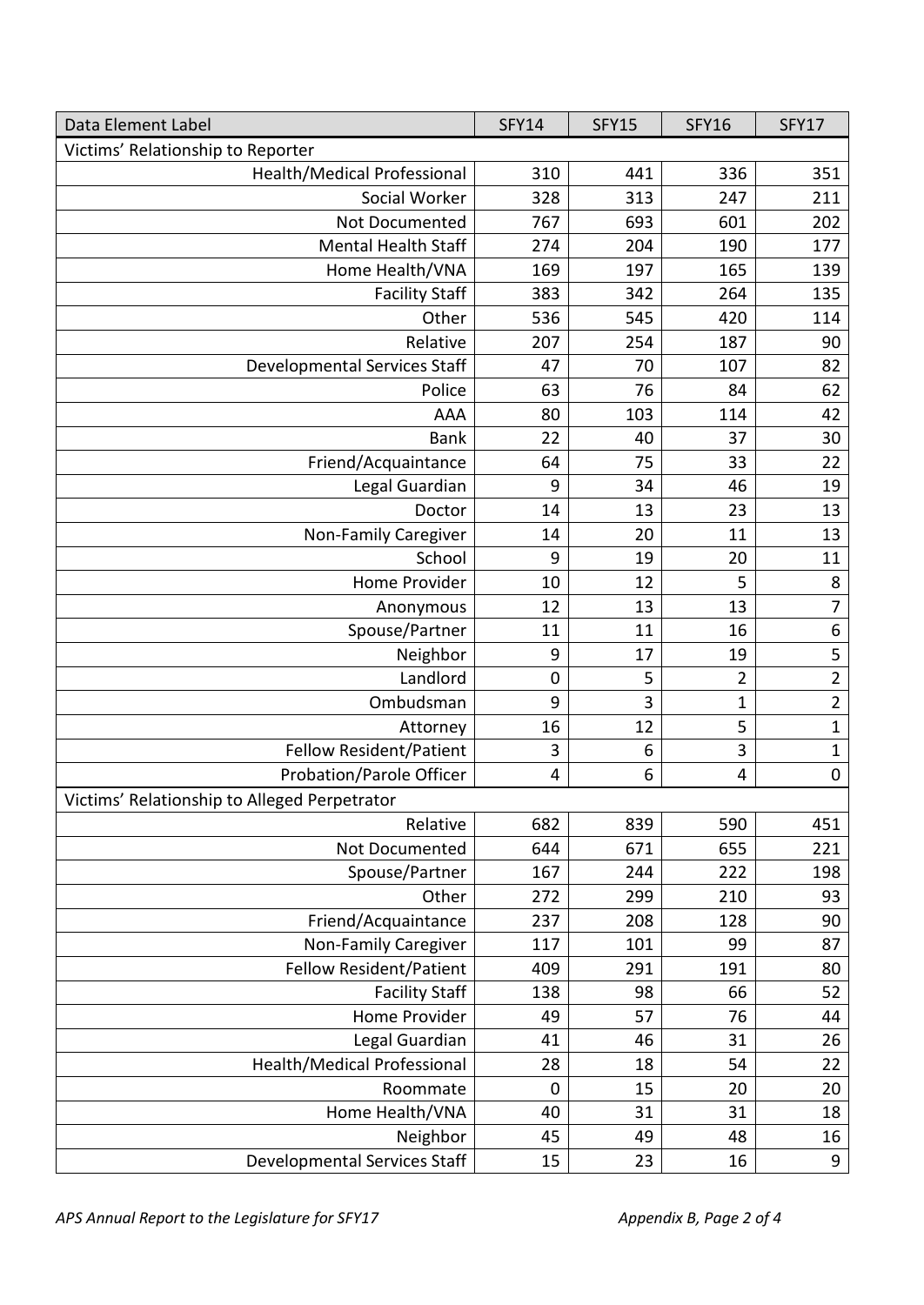| Data Element Label | SFY14 | SFY15 | SFY16 | SFY17 |
|---|---|---|---|---|
| Victims' Relationship to Reporter | | | | |
| Health/Medical Professional | 310 | 441 | 336 | 351 |
| Social Worker | 328 | 313 | 247 | 211 |
| Not Documented | 767 | 693 | 601 | 202 |
| Mental Health Staff | 274 | 204 | 190 | 177 |
| Home Health/VNA | 169 | 197 | 165 | 139 |
| Facility Staff | 383 | 342 | 264 | 135 |
| Other | 536 | 545 | 420 | 114 |
| Relative | 207 | 254 | 187 | 90 |
| Developmental Services Staff | 47 | 70 | 107 | 82 |
| Police | 63 | 76 | 84 | 62 |
| AAA | 80 | 103 | 114 | 42 |
| Bank | 22 | 40 | 37 | 30 |
| Friend/Acquaintance | 64 | 75 | 33 | 22 |
| Legal Guardian | 9 | 34 | 46 | 19 |
| Doctor | 14 | 13 | 23 | 13 |
| Non-Family Caregiver | 14 | 20 | 11 | 13 |
| School | 9 | 19 | 20 | 11 |
| Home Provider | 10 | 12 | 5 | 8 |
| Anonymous | 12 | 13 | 13 | 7 |
| Spouse/Partner | 11 | 11 | 16 | 6 |
| Neighbor | 9 | 17 | 19 | 5 |
| Landlord | 0 | 5 | 2 | 2 |
| Ombudsman | 9 | 3 | 1 | 2 |
| Attorney | 16 | 12 | 5 | 1 |
| Fellow Resident/Patient | 3 | 6 | 3 | 1 |
| Probation/Parole Officer | 4 | 6 | 4 | 0 |
| Victims' Relationship to Alleged Perpetrator | | | | |
| Relative | 682 | 839 | 590 | 451 |
| Not Documented | 644 | 671 | 655 | 221 |
| Spouse/Partner | 167 | 244 | 222 | 198 |
| Other | 272 | 299 | 210 | 93 |
| Friend/Acquaintance | 237 | 208 | 128 | 90 |
| Non-Family Caregiver | 117 | 101 | 99 | 87 |
| Fellow Resident/Patient | 409 | 291 | 191 | 80 |
| Facility Staff | 138 | 98 | 66 | 52 |
| Home Provider | 49 | 57 | 76 | 44 |
| Legal Guardian | 41 | 46 | 31 | 26 |
| Health/Medical Professional | 28 | 18 | 54 | 22 |
| Roommate | 0 | 15 | 20 | 20 |
| Home Health/VNA | 40 | 31 | 31 | 18 |
| Neighbor | 45 | 49 | 48 | 16 |
| Developmental Services Staff | 15 | 23 | 16 | 9 |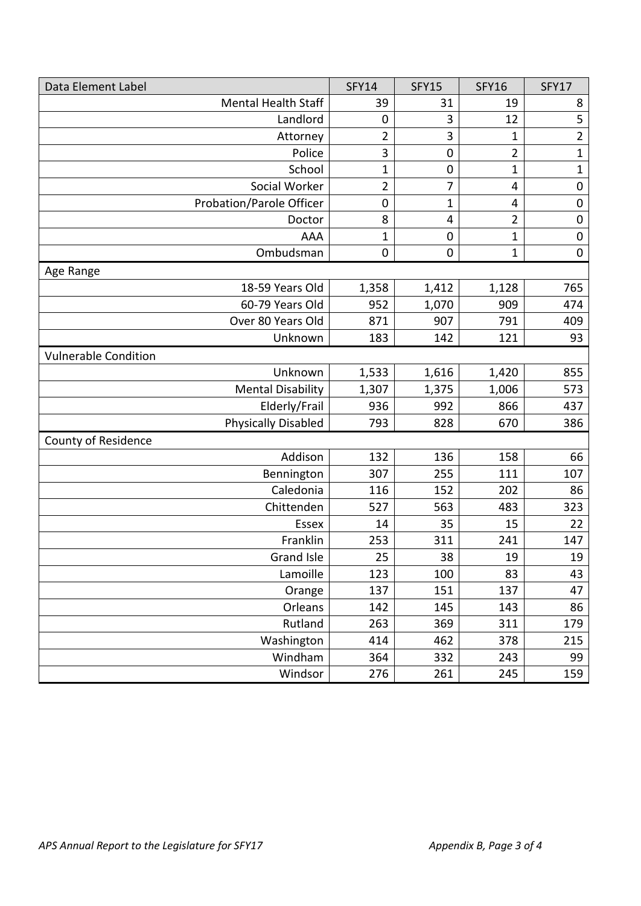| Data Element Label | SFY14 | SFY15 | SFY16 | SFY17 |
|---|---|---|---|---|
| Mental Health Staff | 39 | 31 | 19 | 8 |
| Landlord | 0 | 3 | 12 | 5 |
| Attorney | 2 | 3 | 1 | 2 |
| Police | 3 | 0 | 2 | 1 |
| School | 1 | 0 | 1 | 1 |
| Social Worker | 2 | 7 | 4 | 0 |
| Probation/Parole Officer | 0 | 1 | 4 | 0 |
| Doctor | 8 | 4 | 2 | 0 |
| AAA | 1 | 0 | 1 | 0 |
| Ombudsman | 0 | 0 | 1 | 0 |
| Age Range | | | | |
| 18-59 Years Old | 1,358 | 1,412 | 1,128 | 765 |
| 60-79 Years Old | 952 | 1,070 | 909 | 474 |
| Over 80 Years Old | 871 | 907 | 791 | 409 |
| Unknown | 183 | 142 | 121 | 93 |
| Vulnerable Condition | | | | |
| Unknown | 1,533 | 1,616 | 1,420 | 855 |
| Mental Disability | 1,307 | 1,375 | 1,006 | 573 |
| Elderly/Frail | 936 | 992 | 866 | 437 |
| Physically Disabled | 793 | 828 | 670 | 386 |
| County of Residence | | | | |
| Addison | 132 | 136 | 158 | 66 |
| Bennington | 307 | 255 | 111 | 107 |
| Caledonia | 116 | 152 | 202 | 86 |
| Chittenden | 527 | 563 | 483 | 323 |
| Essex | 14 | 35 | 15 | 22 |
| Franklin | 253 | 311 | 241 | 147 |
| Grand Isle | 25 | 38 | 19 | 19 |
| Lamoille | 123 | 100 | 83 | 43 |
| Orange | 137 | 151 | 137 | 47 |
| Orleans | 142 | 145 | 143 | 86 |
| Rutland | 263 | 369 | 311 | 179 |
| Washington | 414 | 462 | 378 | 215 |
| Windham | 364 | 332 | 243 | 99 |
| Windsor | 276 | 261 | 245 | 159 |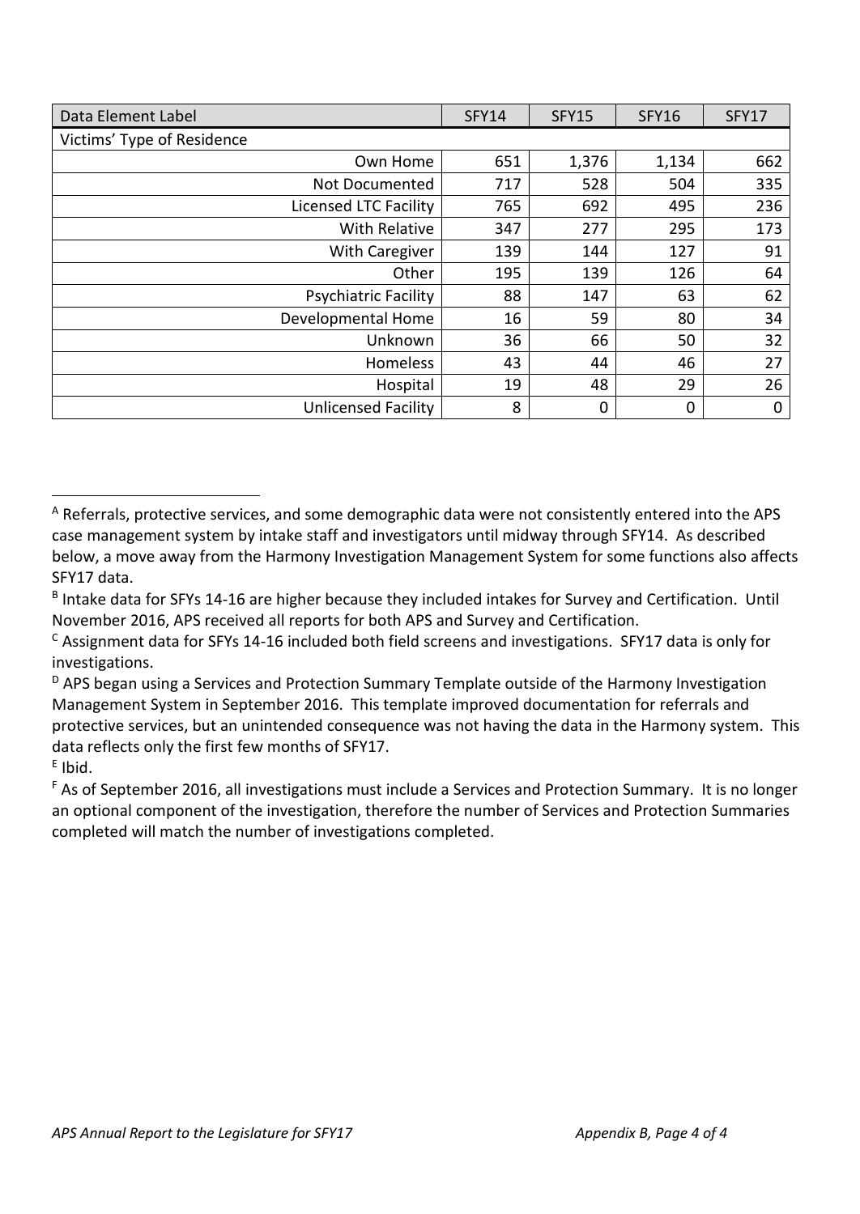| Data Element Label | SFY14 | SFY15 | SFY16 | SFY17 |
|---|---|---|---|---|
| Victims' Type of Residence | | | | |
| Own Home | 651 | 1,376 | 1,134 | 662 |
| Not Documented | 717 | 528 | 504 | 335 |
| Licensed LTC Facility | 765 | 692 | 495 | 236 |
| With Relative | 347 | 277 | 295 | 173 |
| With Caregiver | 139 | 144 | 127 | 91 |
| Other | 195 | 139 | 126 | 64 |
| Psychiatric Facility | 88 | 147 | 63 | 62 |
| Developmental Home | 16 | 59 | 80 | 34 |
| Unknown | 36 | 66 | 50 | 32 |
| Homeless | 43 | 44 | 46 | 27 |
| Hospital | 19 | 48 | 29 | 26 |
| Unlicensed Facility | 8 | 0 | 0 | 0 |

---

[A] Referrals, protective services, and some demographic data were not consistently entered into the APS case management system by intake staff and investigators until midway through SFY14. As described below, a move away from the Harmony Investigation Management System for some functions also affects SFY17 data.

[B] Intake data for SFYs 14-16 are higher because they included intakes for Survey and Certification. Until November 2016, APS received all reports for both APS and Survey and Certification.

[C] Assignment data for SFYs 14-16 included both field screens and investigations. SFY17 data is only for investigations.

[D] APS began using a Services and Protection Summary Template outside of the Harmony Investigation Management System in September 2016. This template improved documentation for referrals and protective services, but an unintended consequence was not having the data in the Harmony system. This data reflects only the first few months of SFY17.

[E] Ibid.

[F] As of September 2016, all investigations must include a Services and Protection Summary. It is no longer an optional component of the investigation, therefore the number of Services and Protection Summaries completed will match the number of investigations completed.